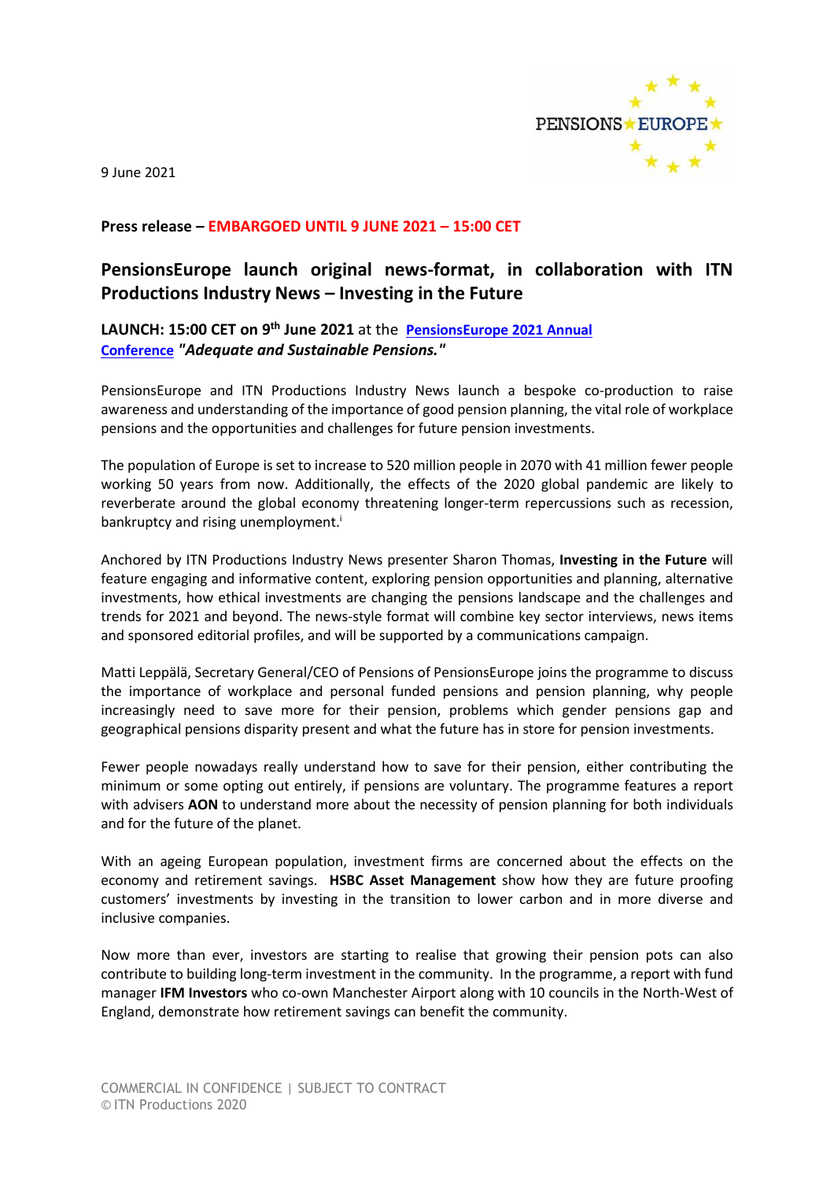9 June 2021

**Press release – EMBARGOED UNTIL 9 JUNE 2021 – 15:00 CET**

## PensionsEurope launch original news-format, in collaboration with ITN Productions Industry News – Investing in the Future

**LAUNCH: 15:00 CET on 9th June 2021** at the **PensionsEurope 2021 Annual Conference** ***"Adequate and Sustainable Pensions."***

PensionsEurope and ITN Productions Industry News launch a bespoke co-production to raise awareness and understanding of the importance of good pension planning, the vital role of workplace pensions and the opportunities and challenges for future pension investments.

The population of Europe is set to increase to 520 million people in 2070 with 41 million fewer people working 50 years from now. Additionally, the effects of the 2020 global pandemic are likely to reverberate around the global economy threatening longer-term repercussions such as recession, bankruptcy and rising unemployment.[i]

Anchored by ITN Productions Industry News presenter Sharon Thomas, **Investing in the Future** will feature engaging and informative content, exploring pension opportunities and planning, alternative investments, how ethical investments are changing the pensions landscape and the challenges and trends for 2021 and beyond. The news-style format will combine key sector interviews, news items and sponsored editorial profiles, and will be supported by a communications campaign.

Matti Leppälä, Secretary General/CEO of Pensions of PensionsEurope joins the programme to discuss the importance of workplace and personal funded pensions and pension planning, why people increasingly need to save more for their pension, problems which gender pensions gap and geographical pensions disparity present and what the future has in store for pension investments.

Fewer people nowadays really understand how to save for their pension, either contributing the minimum or some opting out entirely, if pensions are voluntary. The programme features a report with advisers **AON** to understand more about the necessity of pension planning for both individuals and for the future of the planet.

With an ageing European population, investment firms are concerned about the effects on the economy and retirement savings. **HSBC Asset Management** show how they are future proofing customers' investments by investing in the transition to lower carbon and in more diverse and inclusive companies.

Now more than ever, investors are starting to realise that growing their pension pots can also contribute to building long-term investment in the community. In the programme, a report with fund manager **IFM Investors** who co-own Manchester Airport along with 10 councils in the North-West of England, demonstrate how retirement savings can benefit the community.

COMMERCIAL IN CONFIDENCE | SUBJECT TO CONTRACT
© ITN Productions 2020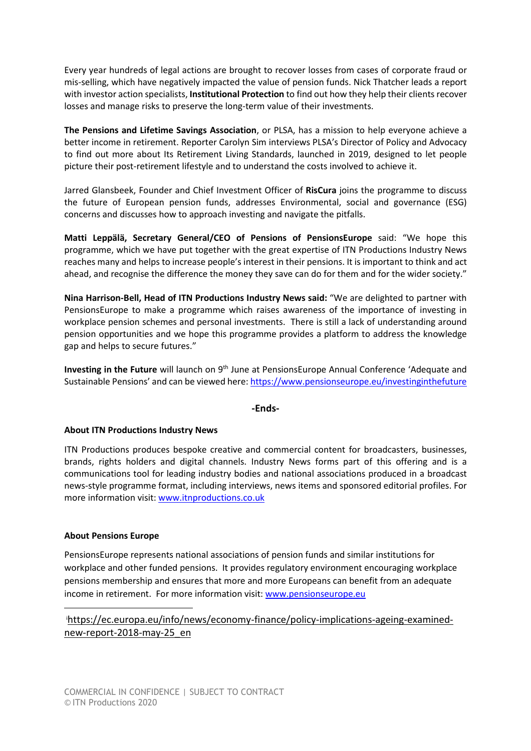Every year hundreds of legal actions are brought to recover losses from cases of corporate fraud or mis-selling, which have negatively impacted the value of pension funds. Nick Thatcher leads a report with investor action specialists, **Institutional Protection** to find out how they help their clients recover losses and manage risks to preserve the long-term value of their investments.

**The Pensions and Lifetime Savings Association**, or PLSA, has a mission to help everyone achieve a better income in retirement. Reporter Carolyn Sim interviews PLSA's Director of Policy and Advocacy to find out more about Its Retirement Living Standards, launched in 2019, designed to let people picture their post-retirement lifestyle and to understand the costs involved to achieve it.

Jarred Glansbeek, Founder and Chief Investment Officer of **RisCura** joins the programme to discuss the future of European pension funds, addresses Environmental, social and governance (ESG) concerns and discusses how to approach investing and navigate the pitfalls.

**Matti Leppälä, Secretary General/CEO of Pensions of PensionsEurope** said: "We hope this programme, which we have put together with the great expertise of ITN Productions Industry News reaches many and helps to increase people's interest in their pensions. It is important to think and act ahead, and recognise the difference the money they save can do for them and for the wider society."

**Nina Harrison-Bell, Head of ITN Productions Industry News said:** "We are delighted to partner with PensionsEurope to make a programme which raises awareness of the importance of investing in workplace pension schemes and personal investments. There is still a lack of understanding around pension opportunities and we hope this programme provides a platform to address the knowledge gap and helps to secure futures."

**Investing in the Future** will launch on 9th June at PensionsEurope Annual Conference 'Adequate and Sustainable Pensions' and can be viewed here: https://www.pensionseurope.eu/investinginthefuture

**-Ends-**

**About ITN Productions Industry News**

ITN Productions produces bespoke creative and commercial content for broadcasters, businesses, brands, rights holders and digital channels. Industry News forms part of this offering and is a communications tool for leading industry bodies and national associations produced in a broadcast news-style programme format, including interviews, news items and sponsored editorial profiles. For more information visit: www.itnproductions.co.uk

**About Pensions Europe**

PensionsEurope represents national associations of pension funds and similar institutions for workplace and other funded pensions. It provides regulatory environment encouraging workplace pensions membership and ensures that more and more Europeans can benefit from an adequate income in retirement. For more information visit: www.pensionseurope.eu

[i] https://ec.europa.eu/info/news/economy-finance/policy-implications-ageing-examined-new-report-2018-may-25_en

COMMERCIAL IN CONFIDENCE | SUBJECT TO CONTRACT
© ITN Productions 2020